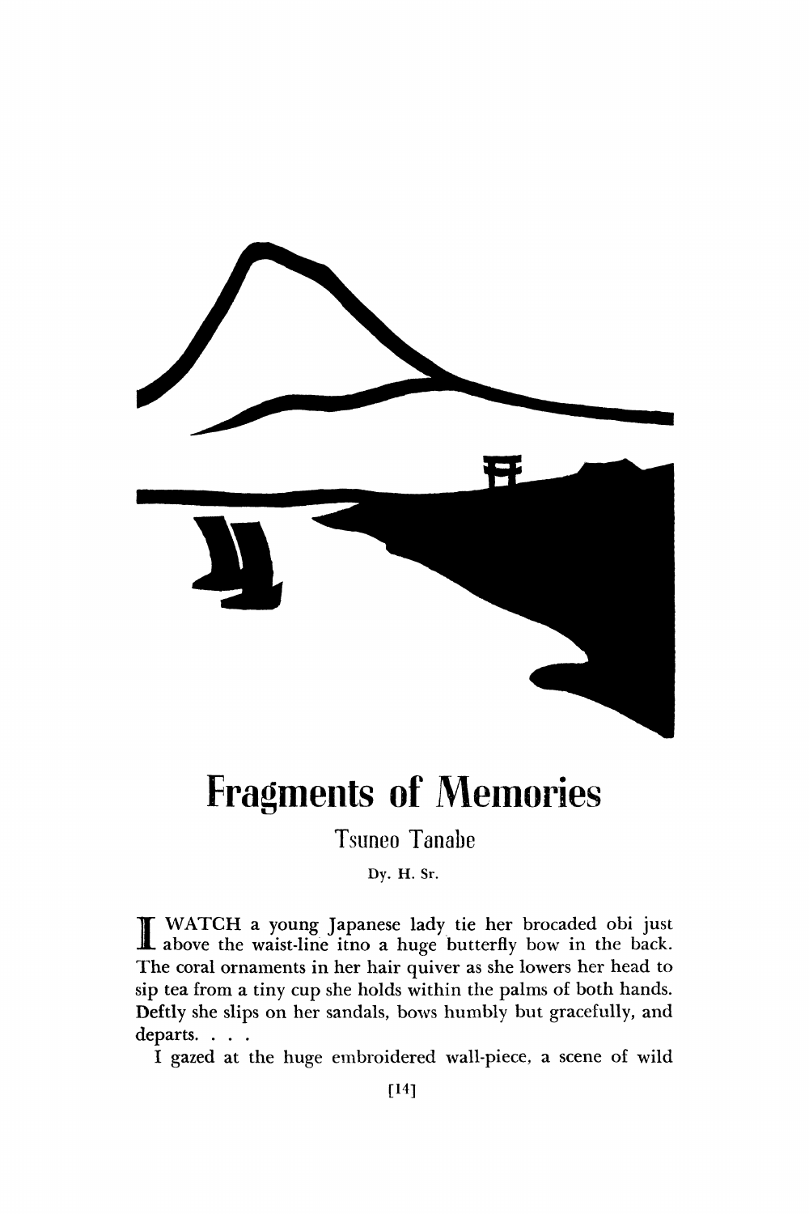# Fragments of Memories

Tsuneo Tanabe

Dy. H. Sr.

I WATCH a young Japanese lady tie her brocaded obi just above the waist-line itno a huge butterfly bow in the back. The coral ornaments in her hair quiver as she lowers her head to sip tea from a tiny cup she holds within the palms of both hands. Deftly she slips on her sandals, bows humbly but gracefully, and departs. . . .

I gazed at the huge embroidered wall-piece, a scene of wild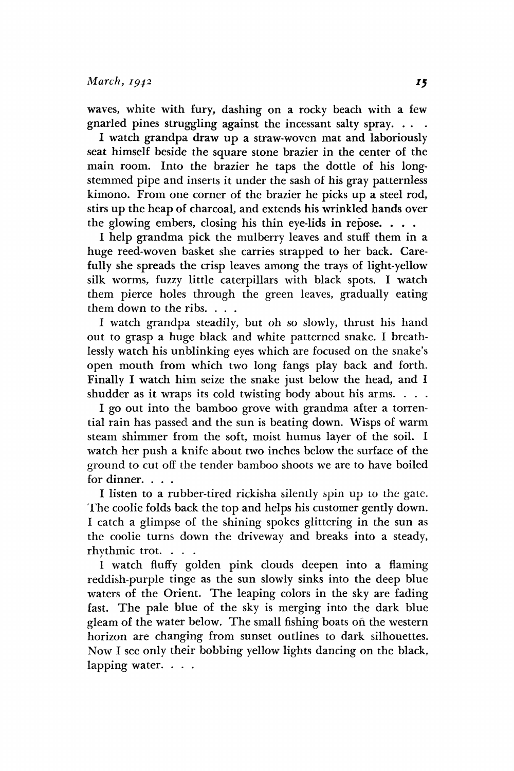waves, white with fury, dashing on a rocky beach with a few gnarled pines struggling against the incessant salty spray. . . .

I watch grandpa draw up a straw-woven mat and laboriously seat himself beside the square stone brazier in the center of the main room. Into the brazier he taps the dottle of his long-stemmed pipe and inserts it under the sash of his gray patternless kimono. From one corner of the brazier he picks up a steel rod, stirs up the heap of charcoal, and extends his wrinkled hands over the glowing embers, closing his thin eye-lids in repose. . . .

I help grandma pick the mulberry leaves and stuff them in a huge reed-woven basket she carries strapped to her back. Carefully she spreads the crisp leaves among the trays of light-yellow silk worms, fuzzy little caterpillars with black spots. I watch them pierce holes through the green leaves, gradually eating them down to the ribs. . . .

I watch grandpa steadily, but oh so slowly, thrust his hand out to grasp a huge black and white patterned snake. I breathlessly watch his unblinking eyes which are focused on the snake's open mouth from which two long fangs play back and forth. Finally I watch him seize the snake just below the head, and I shudder as it wraps its cold twisting body about his arms. . . .

I go out into the bamboo grove with grandma after a torrential rain has passed and the sun is beating down. Wisps of warm steam shimmer from the soft, moist humus layer of the soil. I watch her push a knife about two inches below the surface of the ground to cut off the tender bamboo shoots we are to have boiled for dinner. . . .

I listen to a rubber-tired rickisha silently spin up to the gate. The coolie folds back the top and helps his customer gently down. I catch a glimpse of the shining spokes glittering in the sun as the coolie turns down the driveway and breaks into a steady, rhythmic trot. . . .

I watch fluffy golden pink clouds deepen into a flaming reddish-purple tinge as the sun slowly sinks into the deep blue waters of the Orient. The leaping colors in the sky are fading fast. The pale blue of the sky is merging into the dark blue gleam of the water below. The small fishing boats on the western horizon are changing from sunset outlines to dark silhouettes. Now I see only their bobbing yellow lights dancing on the black, lapping water. . . .